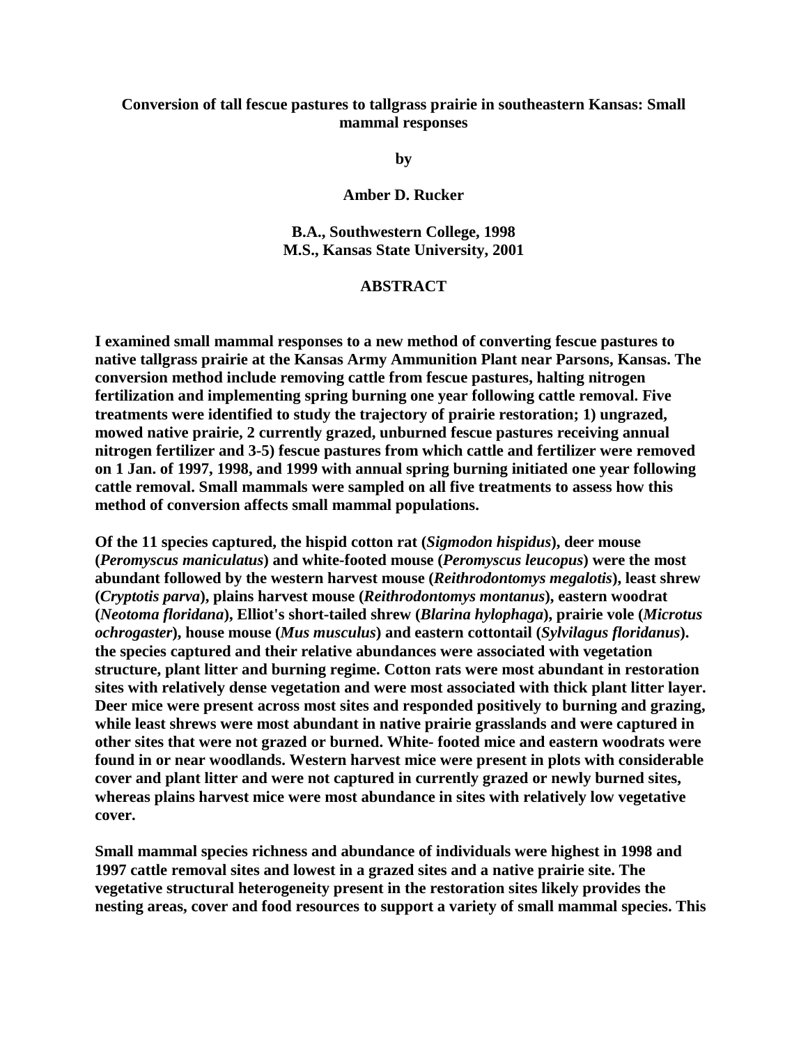**Conversion of tall fescue pastures to tallgrass prairie in southeastern Kansas: Small mammal responses**

**by**

**Amber D. Rucker**

**B.A., Southwestern College, 1998**
**M.S., Kansas State University, 2001**

## ABSTRACT

**I examined small mammal responses to a new method of converting fescue pastures to native tallgrass prairie at the Kansas Army Ammunition Plant near Parsons, Kansas. The conversion method include removing cattle from fescue pastures, halting nitrogen fertilization and implementing spring burning one year following cattle removal. Five treatments were identified to study the trajectory of prairie restoration; 1) ungrazed, mowed native prairie, 2 currently grazed, unburned fescue pastures receiving annual nitrogen fertilizer and 3-5) fescue pastures from which cattle and fertilizer were removed on 1 Jan. of 1997, 1998, and 1999 with annual spring burning initiated one year following cattle removal. Small mammals were sampled on all five treatments to assess how this method of conversion affects small mammal populations.**

**Of the 11 species captured, the hispid cotton rat (*Sigmodon hispidus*), deer mouse (*Peromyscus maniculatus*) and white-footed mouse (*Peromyscus leucopus*) were the most abundant followed by the western harvest mouse (*Reithrodontomys megalotis*), least shrew (*Cryptotis parva*), plains harvest mouse (*Reithrodontomys montanus*), eastern woodrat (*Neotoma floridana*), Elliot's short-tailed shrew (*Blarina hylophaga*), prairie vole (*Microtus ochrogaster*), house mouse (*Mus musculus*) and eastern cottontail (*Sylvilagus floridanus*). the species captured and their relative abundances were associated with vegetation structure, plant litter and burning regime. Cotton rats were most abundant in restoration sites with relatively dense vegetation and were most associated with thick plant litter layer. Deer mice were present across most sites and responded positively to burning and grazing, while least shrews were most abundant in native prairie grasslands and were captured in other sites that were not grazed or burned. White- footed mice and eastern woodrats were found in or near woodlands. Western harvest mice were present in plots with considerable cover and plant litter and were not captured in currently grazed or newly burned sites, whereas plains harvest mice were most abundance in sites with relatively low vegetative cover.**

**Small mammal species richness and abundance of individuals were highest in 1998 and 1997 cattle removal sites and lowest in a grazed sites and a native prairie site. The vegetative structural heterogeneity present in the restoration sites likely provides the nesting areas, cover and food resources to support a variety of small mammal species. This**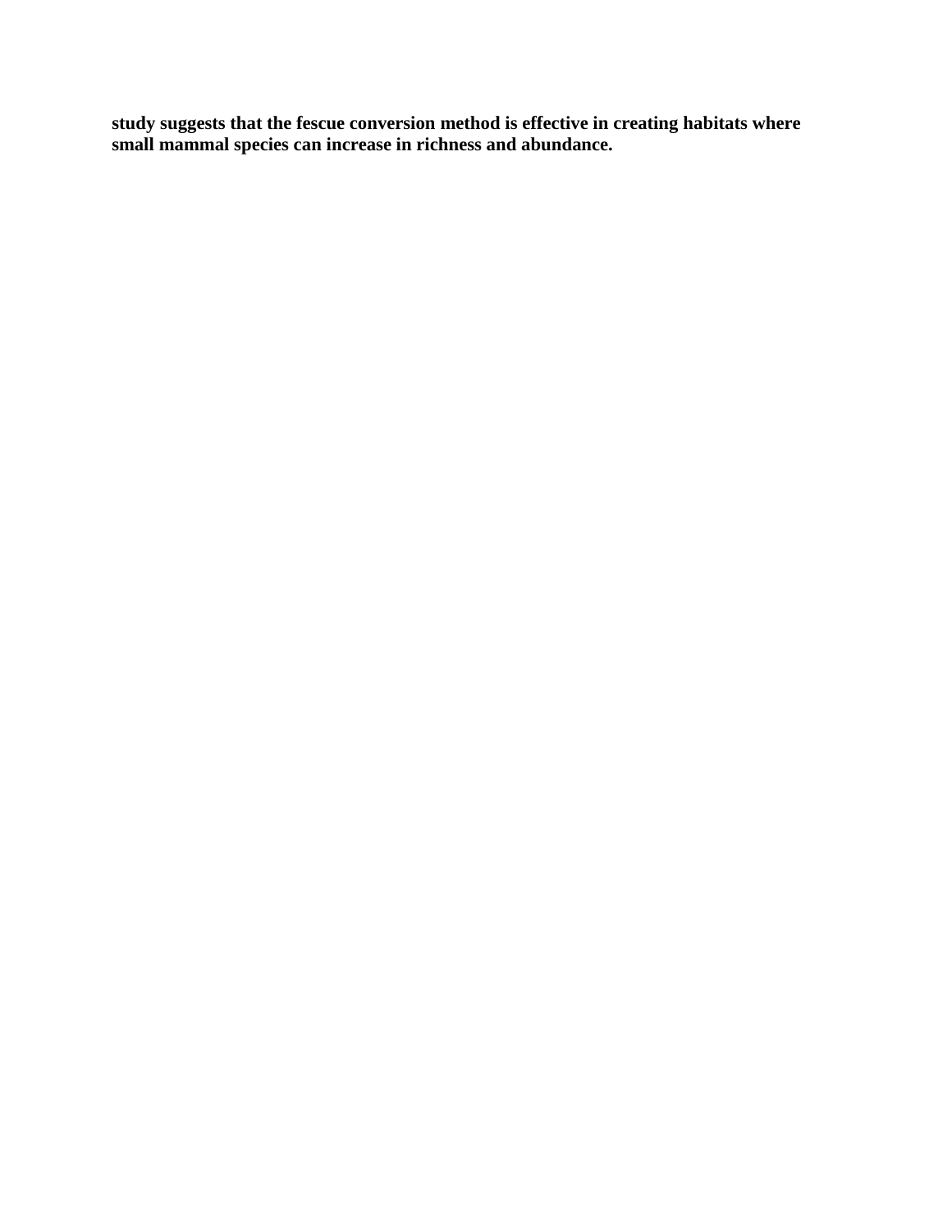**study suggests that the fescue conversion method is effective in creating habitats where small mammal species can increase in richness and abundance.**